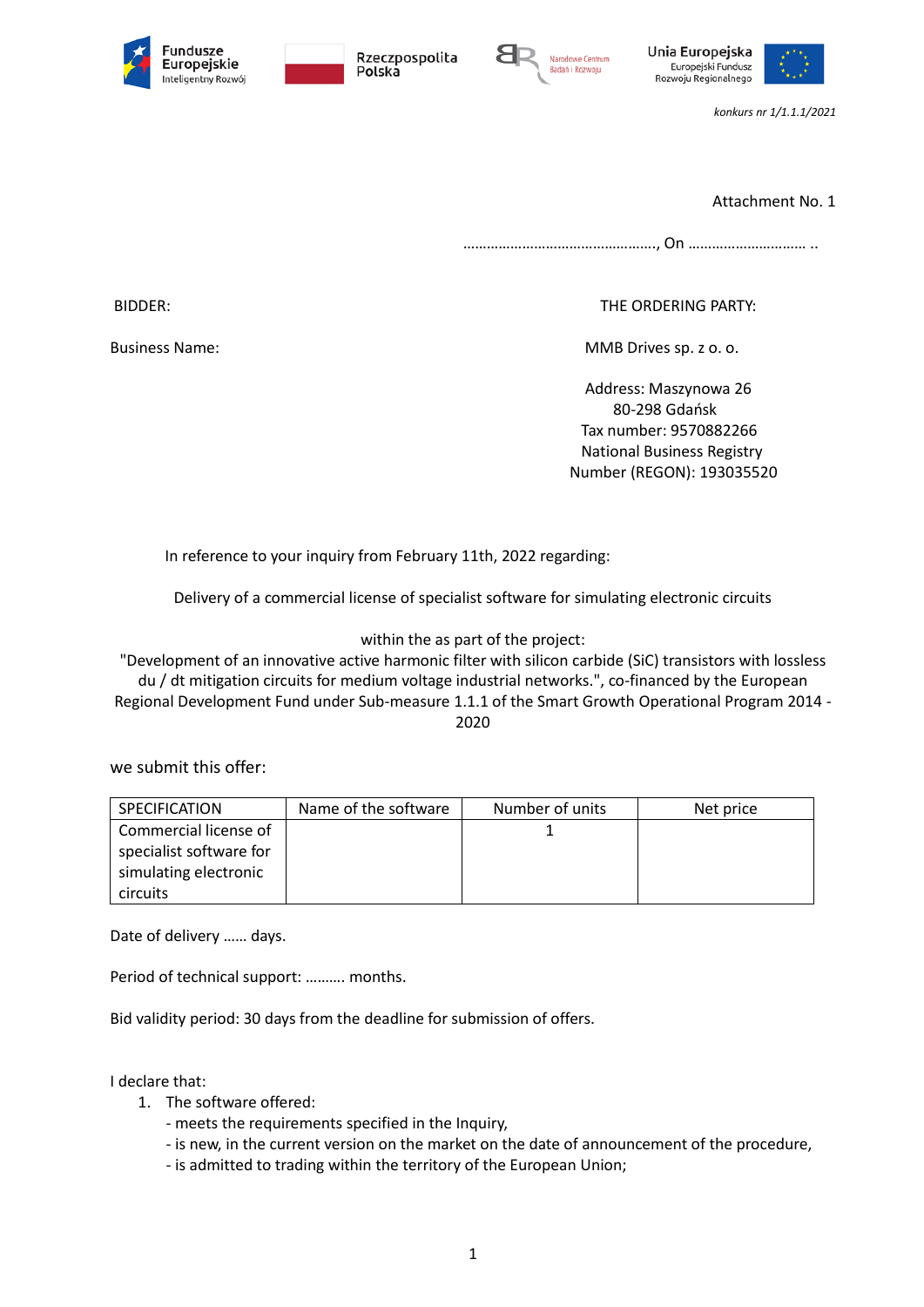Fundusze Europejskie Inteligentny Rozwój | Rzeczpospolita Polska | Narodowe Centrum Badań i Rozwoju | Unia Europejska Europejski Fundusz Rozwoju Regionalnego

*konkurs nr 1/1.1.1/2021*

Attachment No. 1

……………………………………………, On ……………………….. ..

BIDDER:

Business Name:

THE ORDERING PARTY:

MMB Drives sp. z o. o.

Address: Maszynowa 26
80-298 Gdańsk
Tax number: 9570882266
National Business Registry Number (REGON): 193035520

In reference to your inquiry from February 11th, 2022 regarding:

Delivery of a commercial license of specialist software for simulating electronic circuits

within the as part of the project:
"Development of an innovative active harmonic filter with silicon carbide (SiC) transistors with lossless du / dt mitigation circuits for medium voltage industrial networks.", co-financed by the European Regional Development Fund under Sub-measure 1.1.1 of the Smart Growth Operational Program 2014 - 2020

we submit this offer:

| SPECIFICATION | Name of the software | Number of units | Net price |
|---|---|---|---|
| Commercial license of specialist software for simulating electronic circuits | | 1 | |

Date of delivery …… days.

Period of technical support: ………. months.

Bid validity period: 30 days from the deadline for submission of offers.

I declare that:

1. The software offered:
   - meets the requirements specified in the Inquiry,
   - is new, in the current version on the market on the date of announcement of the procedure,
   - is admitted to trading within the territory of the European Union;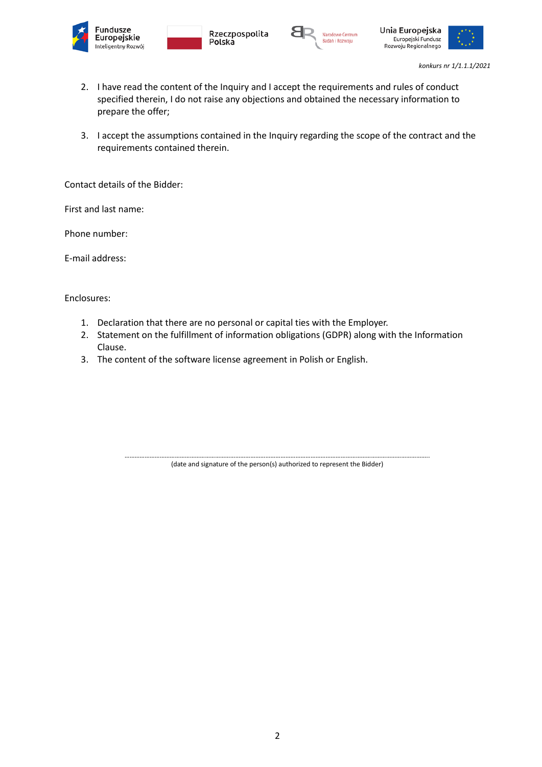*konkurs nr 1/1.1.1/2021*

2. I have read the content of the Inquiry and I accept the requirements and rules of conduct specified therein, I do not raise any objections and obtained the necessary information to prepare the offer;

3. I accept the assumptions contained in the Inquiry regarding the scope of the contract and the requirements contained therein.

Contact details of the Bidder:

First and last name:

Phone number:

E-mail address:

Enclosures:

1. Declaration that there are no personal or capital ties with the Employer.
2. Statement on the fulfillment of information obligations (GDPR) along with the Information Clause.
3. The content of the software license agreement in Polish or English.

……………………………………………………………………………………………………………………………………………………………

(date and signature of the person(s) authorized to represent the Bidder)